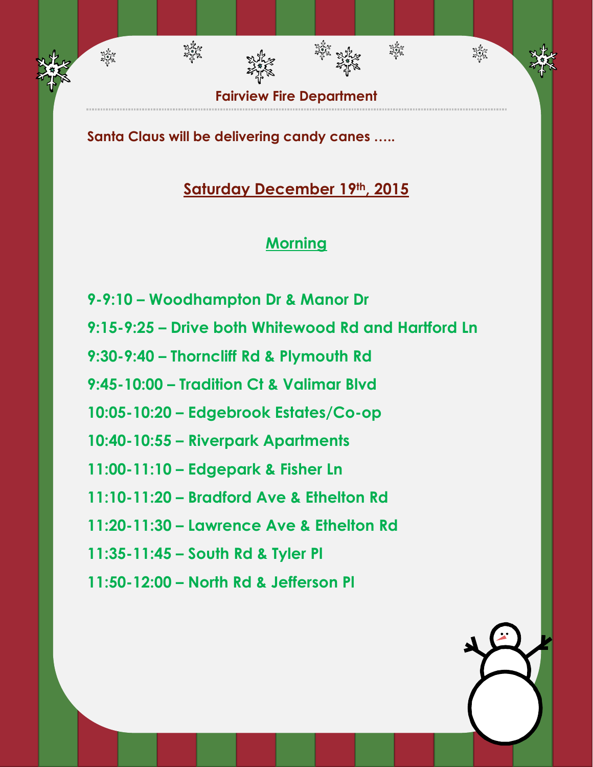# Fairview Fire Department

**Santa Claus will be delivering candy canes …..**

## Saturday December 19th, 2015

### Morning

**9-9:10 – Woodhampton Dr & Manor Dr**

**9:15-9:25 – Drive both Whitewood Rd and Hartford Ln**

**9:30-9:40 – Thorncliff Rd & Plymouth Rd**

**9:45-10:00 – Tradition Ct & Valimar Blvd**

**10:05-10:20 – Edgebrook Estates/Co-op**

**10:40-10:55 – Riverpark Apartments**

**11:00-11:10 – Edgepark & Fisher Ln**

**11:10-11:20 – Bradford Ave & Ethelton Rd**

**11:20-11:30 – Lawrence Ave & Ethelton Rd**

**11:35-11:45 – South Rd & Tyler Pl**

**11:50-12:00 – North Rd & Jefferson Pl**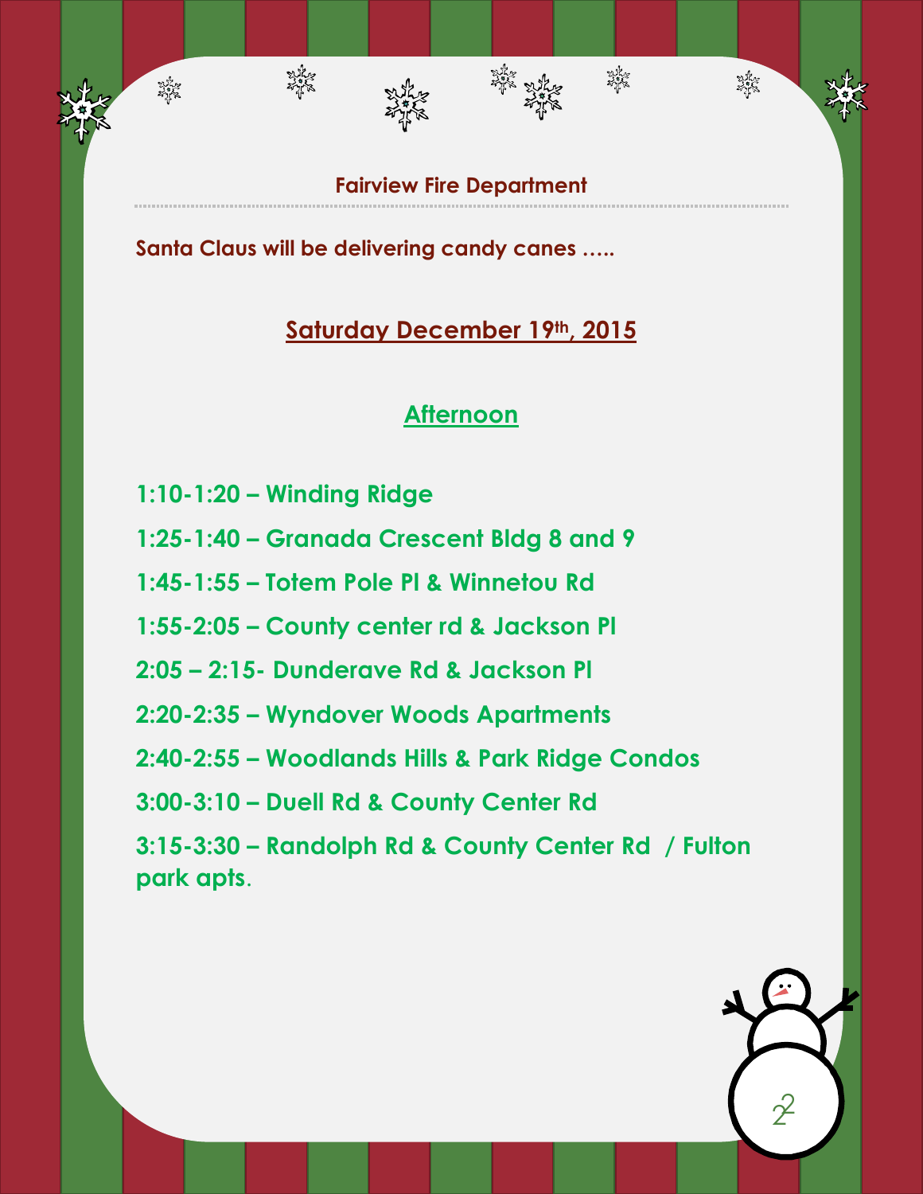**Fairview Fire Department**

**Santa Claus will be delivering candy canes …..**

## Saturday December 19th, 2015

### Afternoon

**1:10-1:20 – Winding Ridge**

**1:25-1:40 – Granada Crescent Bldg 8 and 9**

**1:45-1:55 – Totem Pole Pl & Winnetou Rd**

**1:55-2:05 – County center rd & Jackson Pl**

**2:05 – 2:15- Dunderave Rd & Jackson Pl**

**2:20-2:35 – Wyndover Woods Apartments**

**2:40-2:55 – Woodlands Hills & Park Ridge Condos**

**3:00-3:10 – Duell Rd & County Center Rd**

**3:15-3:30 – Randolph Rd & County Center Rd / Fulton park apts.**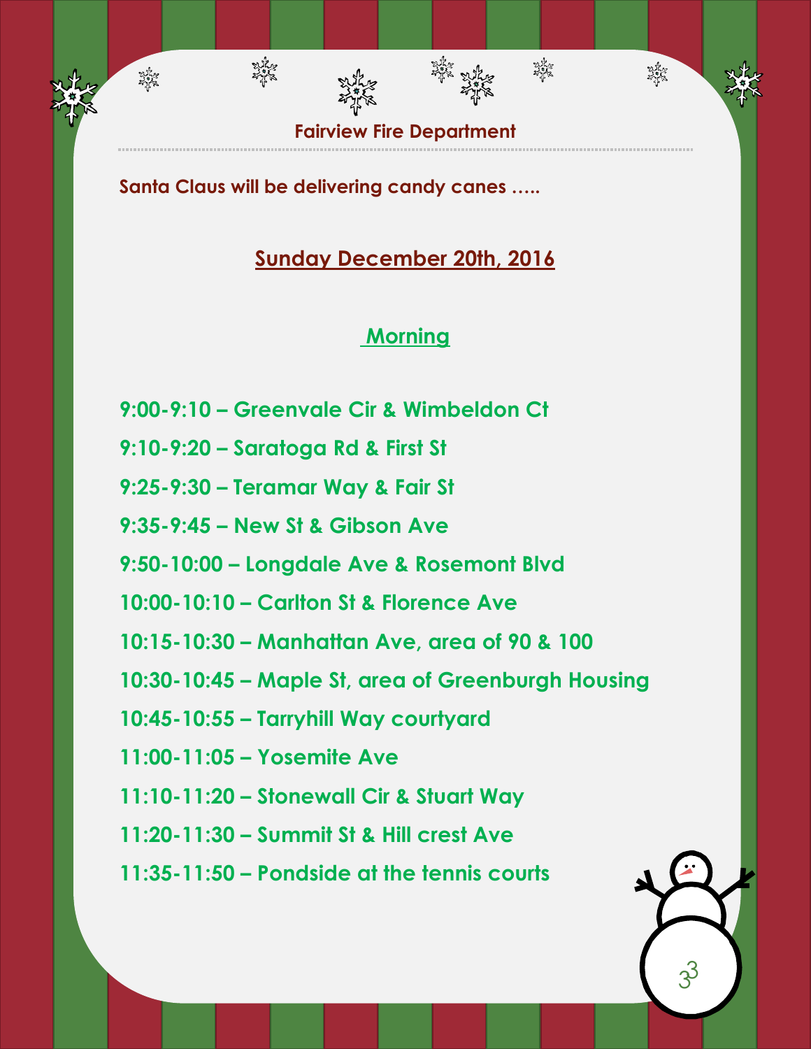## Fairview Fire Department

**Santa Claus will be delivering candy canes …..**

**Sunday December 20th, 2016**

**Morning**

**9:00-9:10 – Greenvale Cir & Wimbeldon Ct**

**9:10-9:20 – Saratoga Rd & First St**

**9:25-9:30 – Teramar Way & Fair St**

**9:35-9:45 – New St & Gibson Ave**

**9:50-10:00 – Longdale Ave & Rosemont Blvd**

**10:00-10:10 – Carlton St & Florence Ave**

**10:15-10:30 – Manhattan Ave, area of 90 & 100**

**10:30-10:45 – Maple St, area of Greenburgh Housing**

**10:45-10:55 – Tarryhill Way courtyard**

**11:00-11:05 – Yosemite Ave**

**11:10-11:20 – Stonewall Cir & Stuart Way**

**11:20-11:30 – Summit St & Hill crest Ave**

**11:35-11:50 – Pondside at the tennis courts**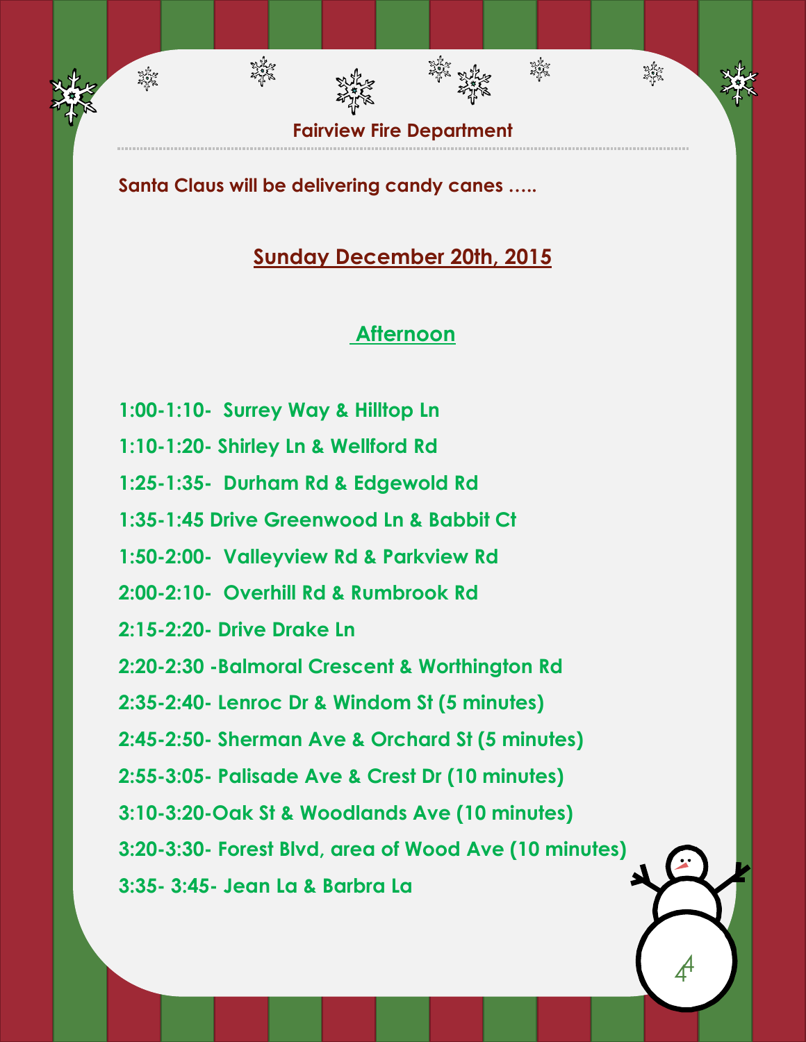## Fairview Fire Department

**Santa Claus will be delivering candy canes …..**

### Sunday December 20th, 2015

### Afternoon

**1:00-1:10- Surrey Way & Hilltop Ln**

**1:10-1:20- Shirley Ln & Wellford Rd**

**1:25-1:35- Durham Rd & Edgewold Rd**

**1:35-1:45 Drive Greenwood Ln & Babbit Ct**

**1:50-2:00- Valleyview Rd & Parkview Rd**

**2:00-2:10- Overhill Rd & Rumbrook Rd**

**2:15-2:20- Drive Drake Ln**

**2:20-2:30 -Balmoral Crescent & Worthington Rd**

**2:35-2:40- Lenroc Dr & Windom St (5 minutes)**

**2:45-2:50- Sherman Ave & Orchard St (5 minutes)**

**2:55-3:05- Palisade Ave & Crest Dr (10 minutes)**

**3:10-3:20-Oak St & Woodlands Ave (10 minutes)**

**3:20-3:30- Forest Blvd, area of Wood Ave (10 minutes)**

**3:35- 3:45- Jean La & Barbra La**